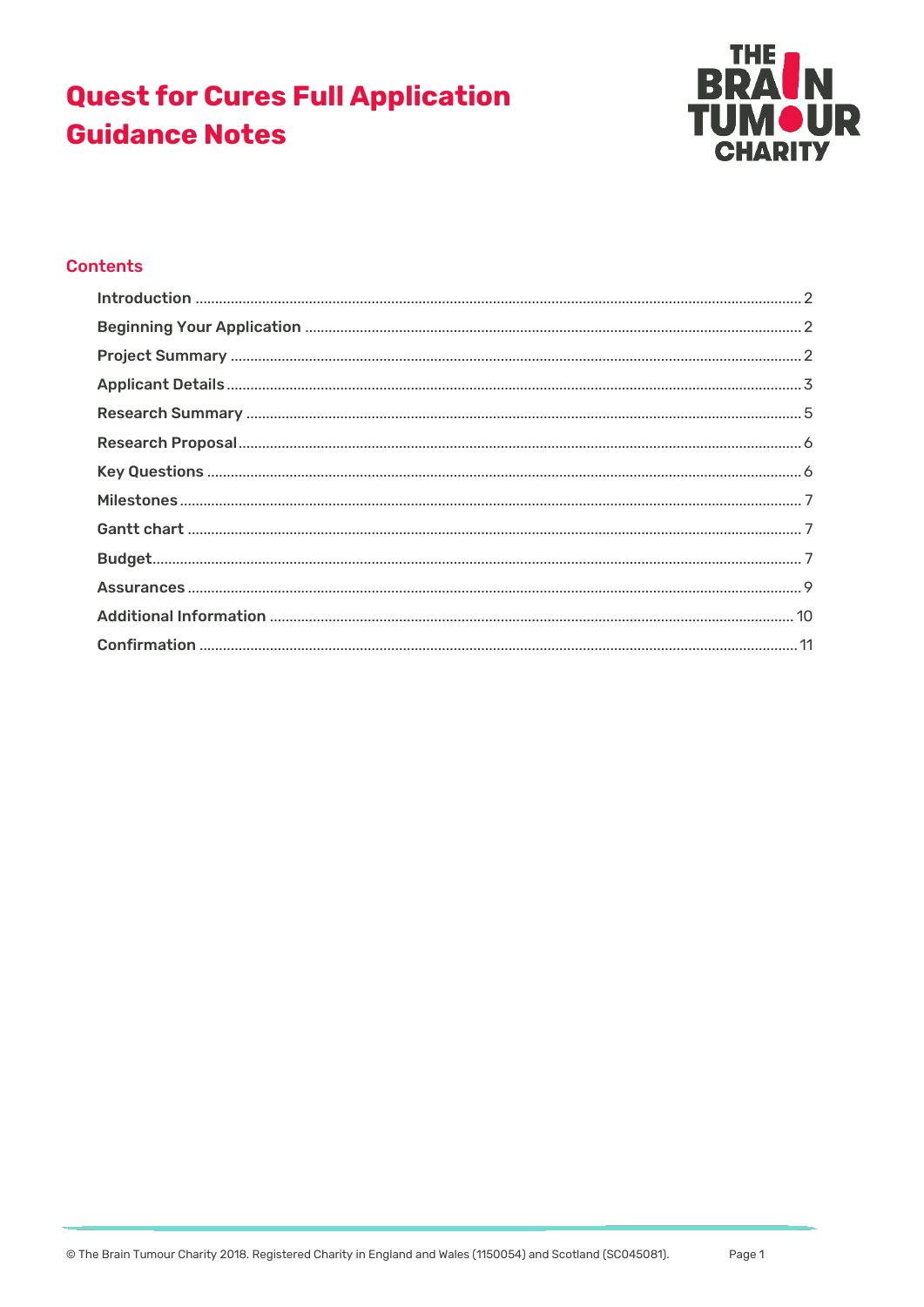# Quest for Cures Full Application Guidance Notes

## Contents

- Introduction ..... 2
- Beginning Your Application ..... 2
- Project Summary ..... 2
- Applicant Details ..... 3
- Research Summary ..... 5
- Research Proposal ..... 6
- Key Questions ..... 6
- Milestones ..... 7
- Gantt chart ..... 7
- Budget ..... 7
- Assurances ..... 9
- Additional Information ..... 10
- Confirmation ..... 11

© The Brain Tumour Charity 2018. Registered Charity in England and Wales (1150054) and Scotland (SC045081).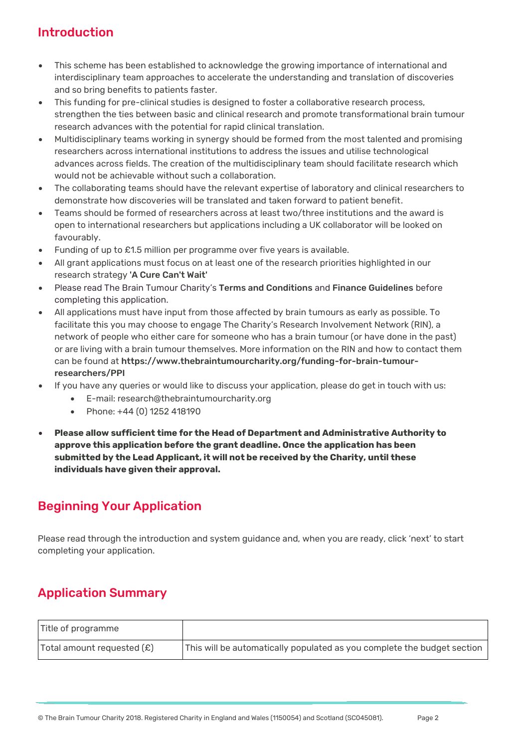## Introduction

- This scheme has been established to acknowledge the growing importance of international and interdisciplinary team approaches to accelerate the understanding and translation of discoveries and so bring benefits to patients faster.
- This funding for pre-clinical studies is designed to foster a collaborative research process, strengthen the ties between basic and clinical research and promote transformational brain tumour research advances with the potential for rapid clinical translation.
- Multidisciplinary teams working in synergy should be formed from the most talented and promising researchers across international institutions to address the issues and utilise technological advances across fields. The creation of the multidisciplinary team should facilitate research which would not be achievable without such a collaboration.
- The collaborating teams should have the relevant expertise of laboratory and clinical researchers to demonstrate how discoveries will be translated and taken forward to patient benefit.
- Teams should be formed of researchers across at least two/three institutions and the award is open to international researchers but applications including a UK collaborator will be looked on favourably.
- Funding of up to £1.5 million per programme over five years is available.
- All grant applications must focus on at least one of the research priorities highlighted in our research strategy **'A Cure Can't Wait'**
- Please read The Brain Tumour Charity's **Terms and Conditions** and **Finance Guidelines** before completing this application.
- All applications must have input from those affected by brain tumours as early as possible. To facilitate this you may choose to engage The Charity's Research Involvement Network (RIN), a network of people who either care for someone who has a brain tumour (or have done in the past) or are living with a brain tumour themselves. More information on the RIN and how to contact them can be found at **https://www.thebraintumourcharity.org/funding-for-brain-tumour-researchers/PPI**
- If you have any queries or would like to discuss your application, please do get in touch with us:
  - E-mail: research@thebraintumourcharity.org
  - Phone: +44 (0) 1252 418190
- **Please allow sufficient time for the Head of Department and Administrative Authority to approve this application before the grant deadline. Once the application has been submitted by the Lead Applicant, it will not be received by the Charity, until these individuals have given their approval.**

## Beginning Your Application

Please read through the introduction and system guidance and, when you are ready, click 'next' to start completing your application.

## Application Summary

| Title of programme | |
|---|---|
| Total amount requested (£) | This will be automatically populated as you complete the budget section |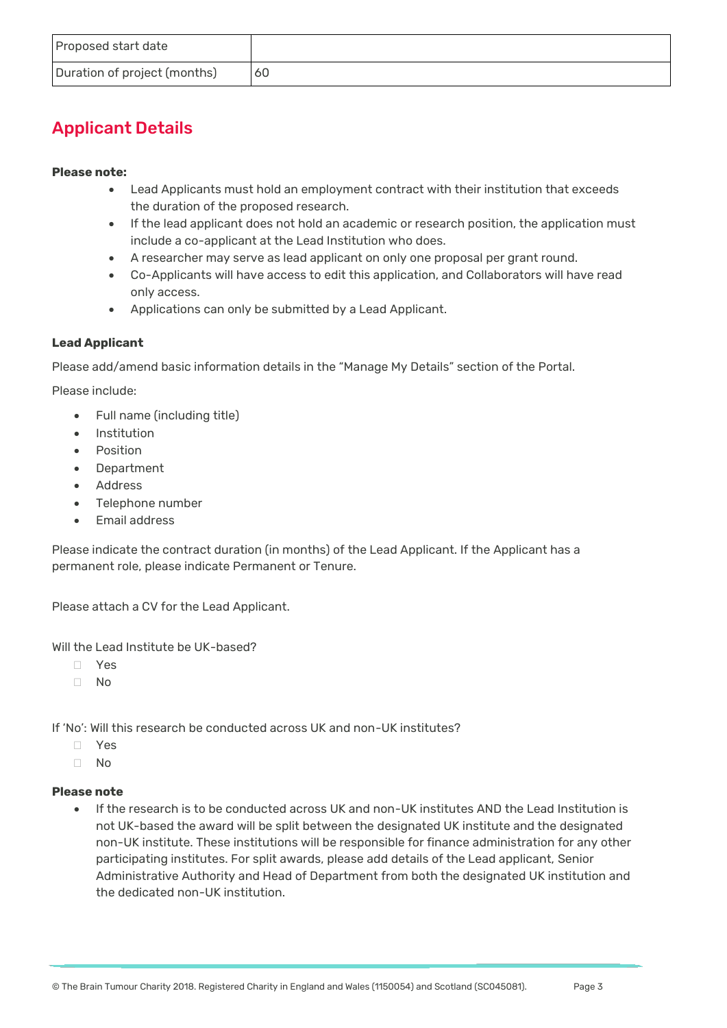| Proposed start date | |
|---|---|
| Duration of project (months) | 60 |

## Applicant Details

**Please note:**

- Lead Applicants must hold an employment contract with their institution that exceeds the duration of the proposed research.
- If the lead applicant does not hold an academic or research position, the application must include a co-applicant at the Lead Institution who does.
- A researcher may serve as lead applicant on only one proposal per grant round.
- Co-Applicants will have access to edit this application, and Collaborators will have read only access.
- Applications can only be submitted by a Lead Applicant.

**Lead Applicant**

Please add/amend basic information details in the "Manage My Details" section of the Portal.

Please include:

- Full name (including title)
- Institution
- Position
- Department
- Address
- Telephone number
- Email address

Please indicate the contract duration (in months) of the Lead Applicant. If the Applicant has a permanent role, please indicate Permanent or Tenure.

Please attach a CV for the Lead Applicant.

Will the Lead Institute be UK-based?

- ☐ Yes
- ☐ No

If 'No': Will this research be conducted across UK and non-UK institutes?

- ☐ Yes
- ☐ No

**Please note**

- If the research is to be conducted across UK and non-UK institutes AND the Lead Institution is not UK-based the award will be split between the designated UK institute and the designated non-UK institute. These institutions will be responsible for finance administration for any other participating institutes. For split awards, please add details of the Lead applicant, Senior Administrative Authority and Head of Department from both the designated UK institution and the dedicated non-UK institution.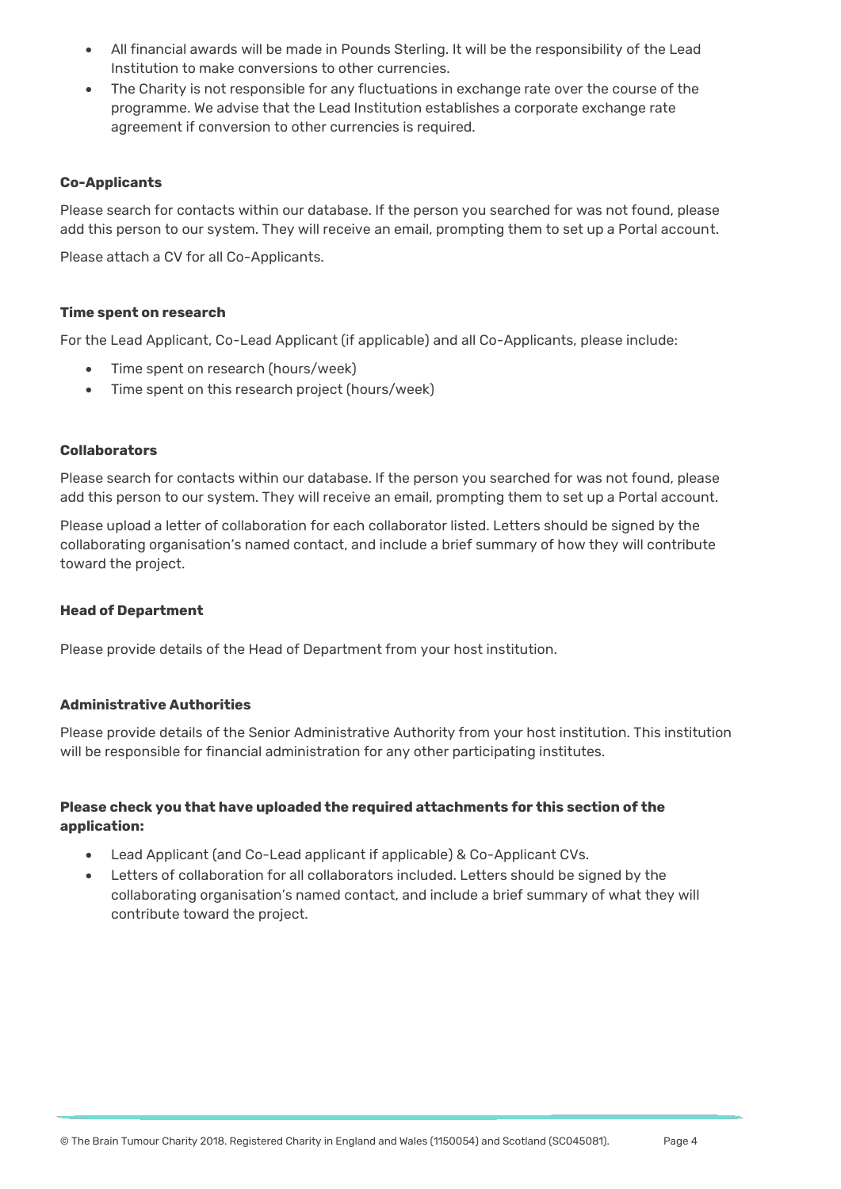- All financial awards will be made in Pounds Sterling. It will be the responsibility of the Lead Institution to make conversions to other currencies.
- The Charity is not responsible for any fluctuations in exchange rate over the course of the programme. We advise that the Lead Institution establishes a corporate exchange rate agreement if conversion to other currencies is required.

**Co-Applicants**

Please search for contacts within our database. If the person you searched for was not found, please add this person to our system. They will receive an email, prompting them to set up a Portal account.

Please attach a CV for all Co-Applicants.

**Time spent on research**

For the Lead Applicant, Co-Lead Applicant (if applicable) and all Co-Applicants, please include:

- Time spent on research (hours/week)
- Time spent on this research project (hours/week)

**Collaborators**

Please search for contacts within our database. If the person you searched for was not found, please add this person to our system. They will receive an email, prompting them to set up a Portal account.

Please upload a letter of collaboration for each collaborator listed. Letters should be signed by the collaborating organisation's named contact, and include a brief summary of how they will contribute toward the project.

**Head of Department**

Please provide details of the Head of Department from your host institution.

**Administrative Authorities**

Please provide details of the Senior Administrative Authority from your host institution. This institution will be responsible for financial administration for any other participating institutes.

**Please check you that have uploaded the required attachments for this section of the application:**

- Lead Applicant (and Co-Lead applicant if applicable) & Co-Applicant CVs.
- Letters of collaboration for all collaborators included. Letters should be signed by the collaborating organisation's named contact, and include a brief summary of what they will contribute toward the project.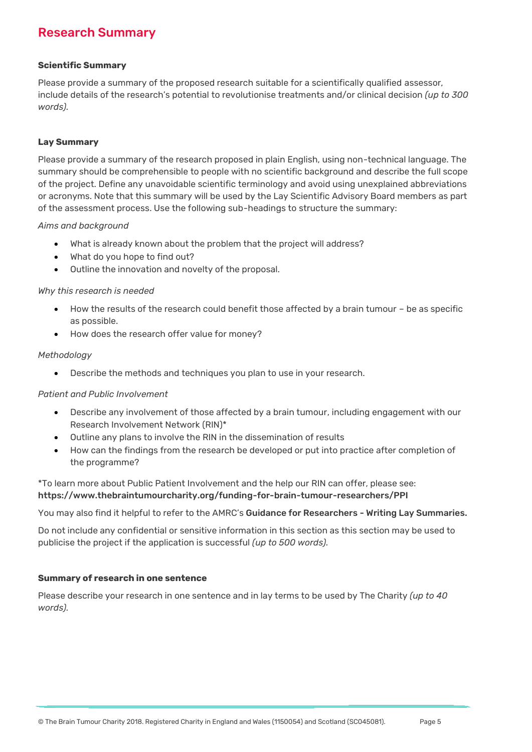## Research Summary

**Scientific Summary**

Please provide a summary of the proposed research suitable for a scientifically qualified assessor, include details of the research's potential to revolutionise treatments and/or clinical decision *(up to 300 words).*

**Lay Summary**

Please provide a summary of the research proposed in plain English, using non-technical language. The summary should be comprehensible to people with no scientific background and describe the full scope of the project. Define any unavoidable scientific terminology and avoid using unexplained abbreviations or acronyms. Note that this summary will be used by the Lay Scientific Advisory Board members as part of the assessment process. Use the following sub-headings to structure the summary:

*Aims and background*

- What is already known about the problem that the project will address?
- What do you hope to find out?
- Outline the innovation and novelty of the proposal.

*Why this research is needed*

- How the results of the research could benefit those affected by a brain tumour – be as specific as possible.
- How does the research offer value for money?

*Methodology*

- Describe the methods and techniques you plan to use in your research.

*Patient and Public Involvement*

- Describe any involvement of those affected by a brain tumour, including engagement with our Research Involvement Network (RIN)*
- Outline any plans to involve the RIN in the dissemination of results
- How can the findings from the research be developed or put into practice after completion of the programme?

*To learn more about Public Patient Involvement and the help our RIN can offer, please see: **https://www.thebraintumourcharity.org/funding-for-brain-tumour-researchers/PPI**

You may also find it helpful to refer to the AMRC's **Guidance for Researchers - Writing Lay Summaries.**

Do not include any confidential or sensitive information in this section as this section may be used to publicise the project if the application is successful *(up to 500 words).*

**Summary of research in one sentence**

Please describe your research in one sentence and in lay terms to be used by The Charity *(up to 40 words).*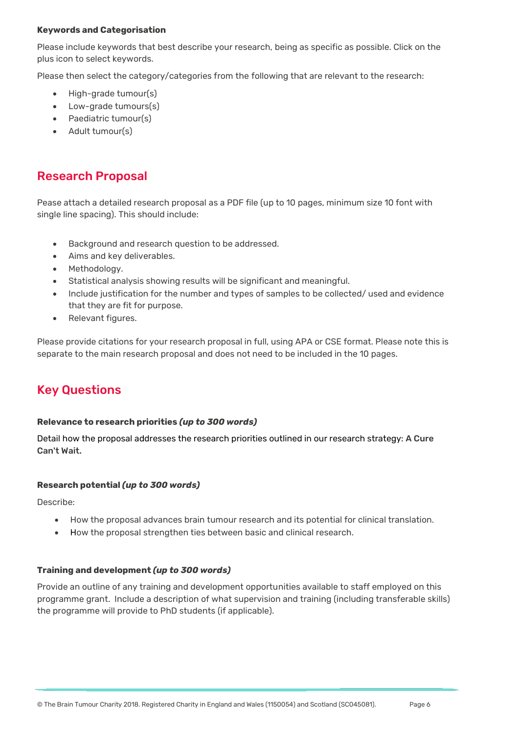**Keywords and Categorisation**

Please include keywords that best describe your research, being as specific as possible. Click on the plus icon to select keywords.

Please then select the category/categories from the following that are relevant to the research:

- High-grade tumour(s)
- Low-grade tumours(s)
- Paediatric tumour(s)
- Adult tumour(s)

## Research Proposal

Pease attach a detailed research proposal as a PDF file (up to 10 pages, minimum size 10 font with single line spacing). This should include:

- Background and research question to be addressed.
- Aims and key deliverables.
- Methodology.
- Statistical analysis showing results will be significant and meaningful.
- Include justification for the number and types of samples to be collected/ used and evidence that they are fit for purpose.
- Relevant figures.

Please provide citations for your research proposal in full, using APA or CSE format. Please note this is separate to the main research proposal and does not need to be included in the 10 pages.

## Key Questions

**Relevance to research priorities** ***(up to 300 words)***

Detail how the proposal addresses the research priorities outlined in our research strategy: **A Cure Can't Wait.**

**Research potential** ***(up to 300 words)***

Describe:

- How the proposal advances brain tumour research and its potential for clinical translation.
- How the proposal strengthen ties between basic and clinical research.

**Training and development** ***(up to 300 words)***

Provide an outline of any training and development opportunities available to staff employed on this programme grant. Include a description of what supervision and training (including transferable skills) the programme will provide to PhD students (if applicable).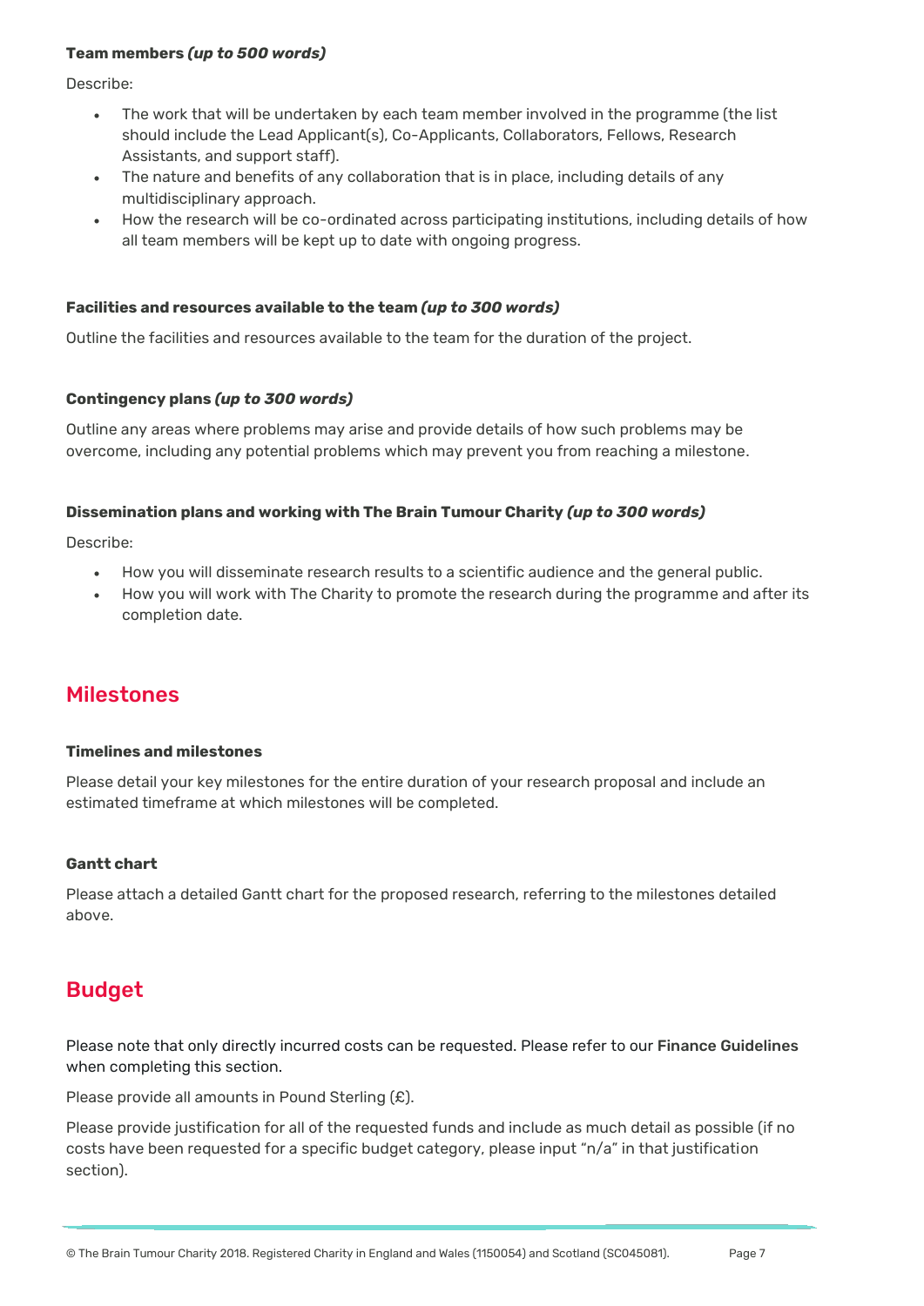**Team members *(up to 500 words)***

Describe:

- The work that will be undertaken by each team member involved in the programme (the list should include the Lead Applicant(s), Co-Applicants, Collaborators, Fellows, Research Assistants, and support staff).
- The nature and benefits of any collaboration that is in place, including details of any multidisciplinary approach.
- How the research will be co-ordinated across participating institutions, including details of how all team members will be kept up to date with ongoing progress.

**Facilities and resources available to the team *(up to 300 words)***

Outline the facilities and resources available to the team for the duration of the project.

**Contingency plans *(up to 300 words)***

Outline any areas where problems may arise and provide details of how such problems may be overcome, including any potential problems which may prevent you from reaching a milestone.

**Dissemination plans and working with The Brain Tumour Charity *(up to 300 words)***

Describe:

- How you will disseminate research results to a scientific audience and the general public.
- How you will work with The Charity to promote the research during the programme and after its completion date.

## Milestones

**Timelines and milestones**

Please detail your key milestones for the entire duration of your research proposal and include an estimated timeframe at which milestones will be completed.

**Gantt chart**

Please attach a detailed Gantt chart for the proposed research, referring to the milestones detailed above.

## Budget

Please note that only directly incurred costs can be requested. Please refer to our **Finance Guidelines** when completing this section.

Please provide all amounts in Pound Sterling (£).

Please provide justification for all of the requested funds and include as much detail as possible (if no costs have been requested for a specific budget category, please input "n/a" in that justification section).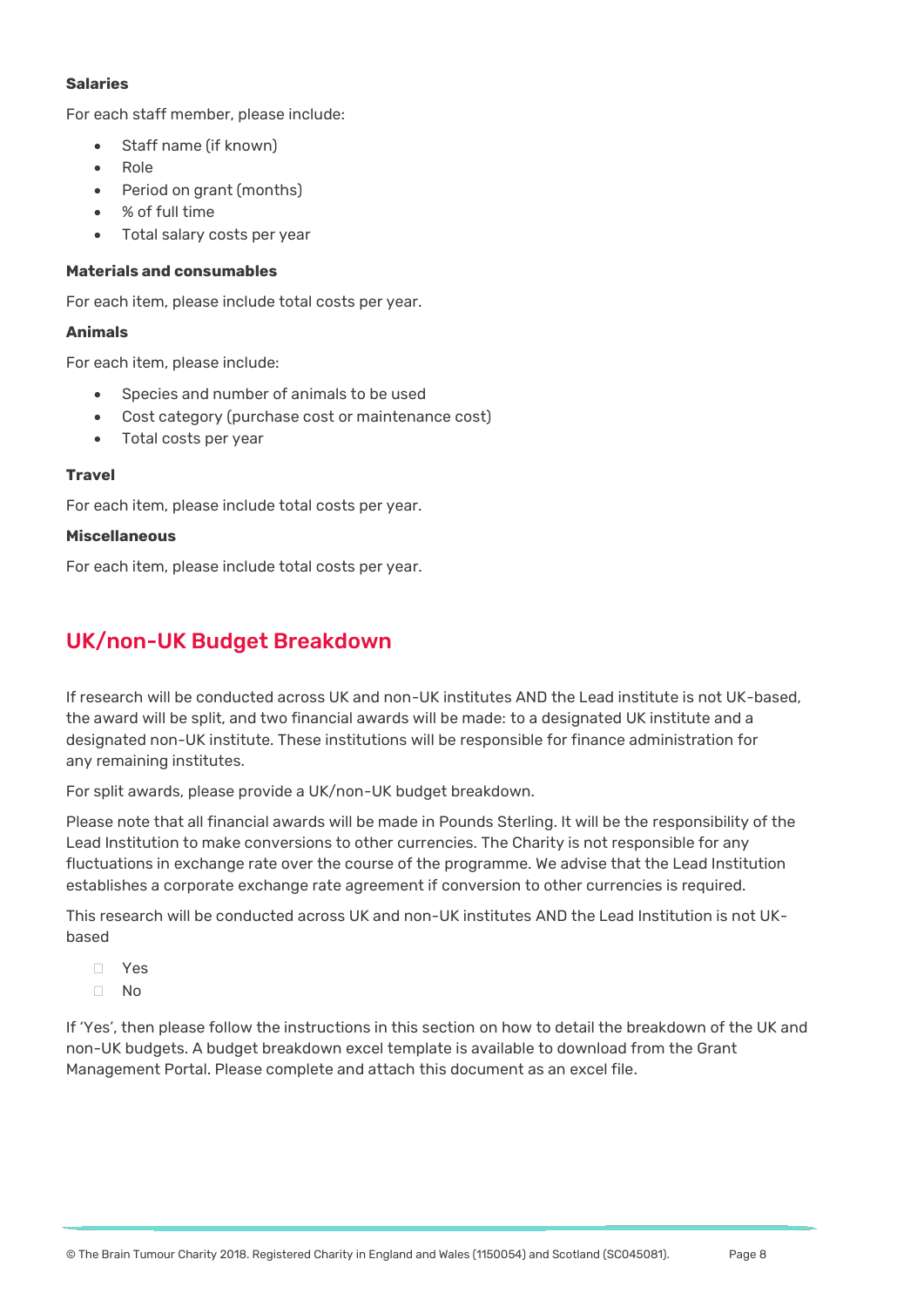**Salaries**

For each staff member, please include:

- Staff name (if known)
- Role
- Period on grant (months)
- % of full time
- Total salary costs per year

**Materials and consumables**

For each item, please include total costs per year.

**Animals**

For each item, please include:

- Species and number of animals to be used
- Cost category (purchase cost or maintenance cost)
- Total costs per year

**Travel**

For each item, please include total costs per year.

**Miscellaneous**

For each item, please include total costs per year.

## UK/non-UK Budget Breakdown

If research will be conducted across UK and non-UK institutes AND the Lead institute is not UK-based, the award will be split, and two financial awards will be made: to a designated UK institute and a designated non-UK institute. These institutions will be responsible for finance administration for any remaining institutes.

For split awards, please provide a UK/non-UK budget breakdown.

Please note that all financial awards will be made in Pounds Sterling. It will be the responsibility of the Lead Institution to make conversions to other currencies. The Charity is not responsible for any fluctuations in exchange rate over the course of the programme. We advise that the Lead Institution establishes a corporate exchange rate agreement if conversion to other currencies is required.

This research will be conducted across UK and non-UK institutes AND the Lead Institution is not UK-based

- ☐ Yes
- ☐ No

If 'Yes', then please follow the instructions in this section on how to detail the breakdown of the UK and non-UK budgets. A budget breakdown excel template is available to download from the Grant Management Portal. Please complete and attach this document as an excel file.

© The Brain Tumour Charity 2018. Registered Charity in England and Wales (1150054) and Scotland (SC045081).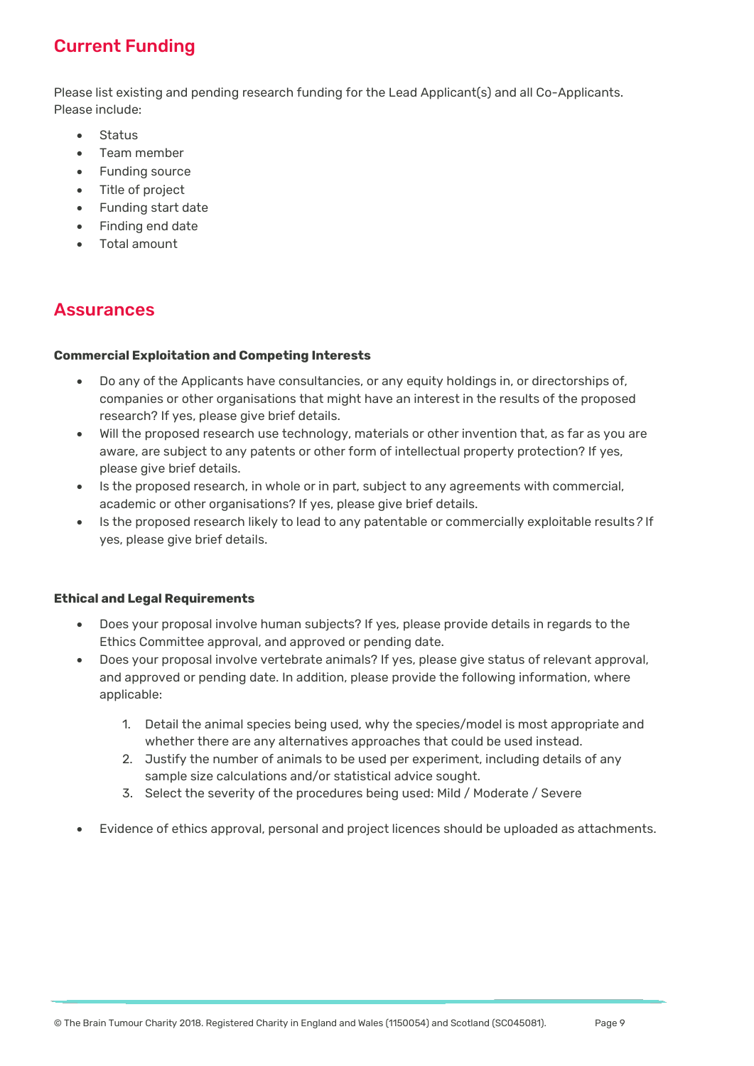## Current Funding

Please list existing and pending research funding for the Lead Applicant(s) and all Co-Applicants. Please include:

- Status
- Team member
- Funding source
- Title of project
- Funding start date
- Finding end date
- Total amount

## Assurances

**Commercial Exploitation and Competing Interests**

- Do any of the Applicants have consultancies, or any equity holdings in, or directorships of, companies or other organisations that might have an interest in the results of the proposed research? If yes, please give brief details.
- Will the proposed research use technology, materials or other invention that, as far as you are aware, are subject to any patents or other form of intellectual property protection? If yes, please give brief details.
- Is the proposed research, in whole or in part, subject to any agreements with commercial, academic or other organisations? If yes, please give brief details.
- Is the proposed research likely to lead to any patentable or commercially exploitable results? If yes, please give brief details.

**Ethical and Legal Requirements**

- Does your proposal involve human subjects? If yes, please provide details in regards to the Ethics Committee approval, and approved or pending date.
- Does your proposal involve vertebrate animals? If yes, please give status of relevant approval, and approved or pending date. In addition, please provide the following information, where applicable:

  1. Detail the animal species being used, why the species/model is most appropriate and whether there are any alternatives approaches that could be used instead.
  2. Justify the number of animals to be used per experiment, including details of any sample size calculations and/or statistical advice sought.
  3. Select the severity of the procedures being used: Mild / Moderate / Severe

- Evidence of ethics approval, personal and project licences should be uploaded as attachments.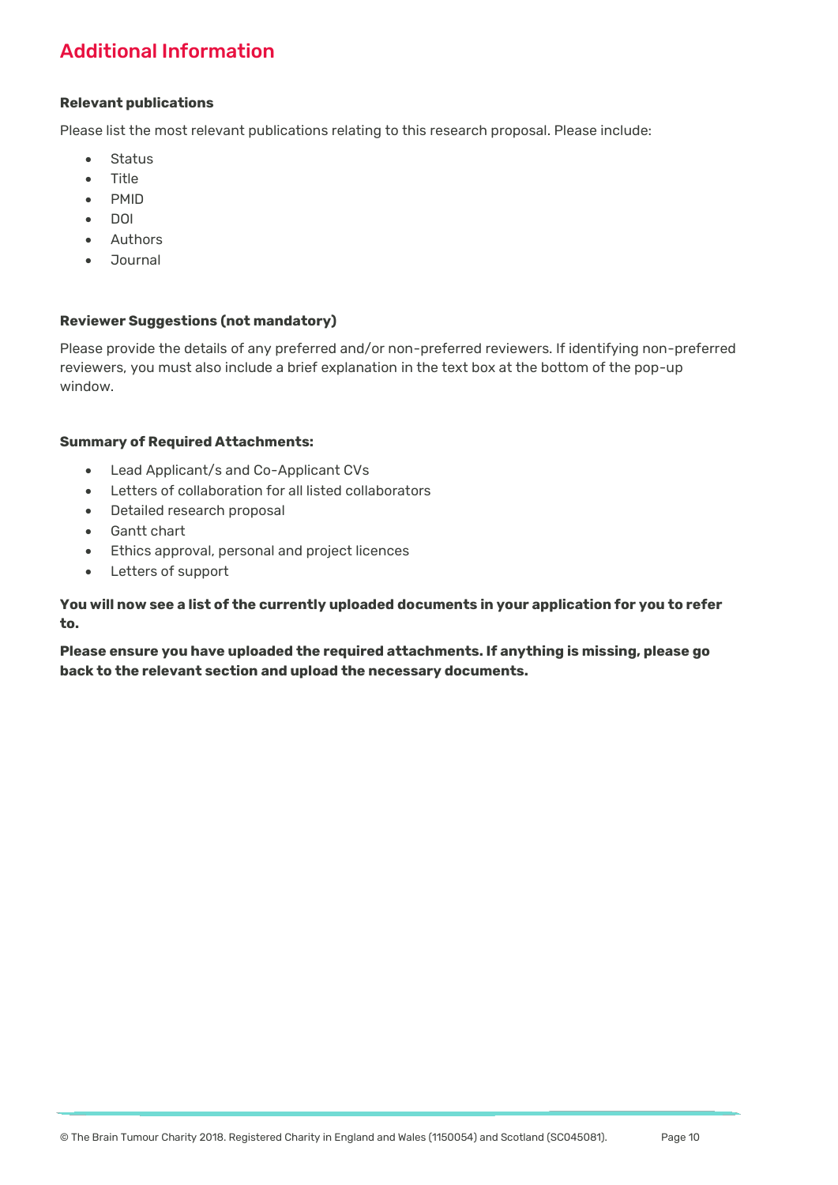## Additional Information

**Relevant publications**

Please list the most relevant publications relating to this research proposal. Please include:

- Status
- Title
- PMID
- DOI
- Authors
- Journal

**Reviewer Suggestions (not mandatory)**

Please provide the details of any preferred and/or non-preferred reviewers. If identifying non-preferred reviewers, you must also include a brief explanation in the text box at the bottom of the pop-up window.

**Summary of Required Attachments:**

- Lead Applicant/s and Co-Applicant CVs
- Letters of collaboration for all listed collaborators
- Detailed research proposal
- Gantt chart
- Ethics approval, personal and project licences
- Letters of support

**You will now see a list of the currently uploaded documents in your application for you to refer to.**

**Please ensure you have uploaded the required attachments. If anything is missing, please go back to the relevant section and upload the necessary documents.**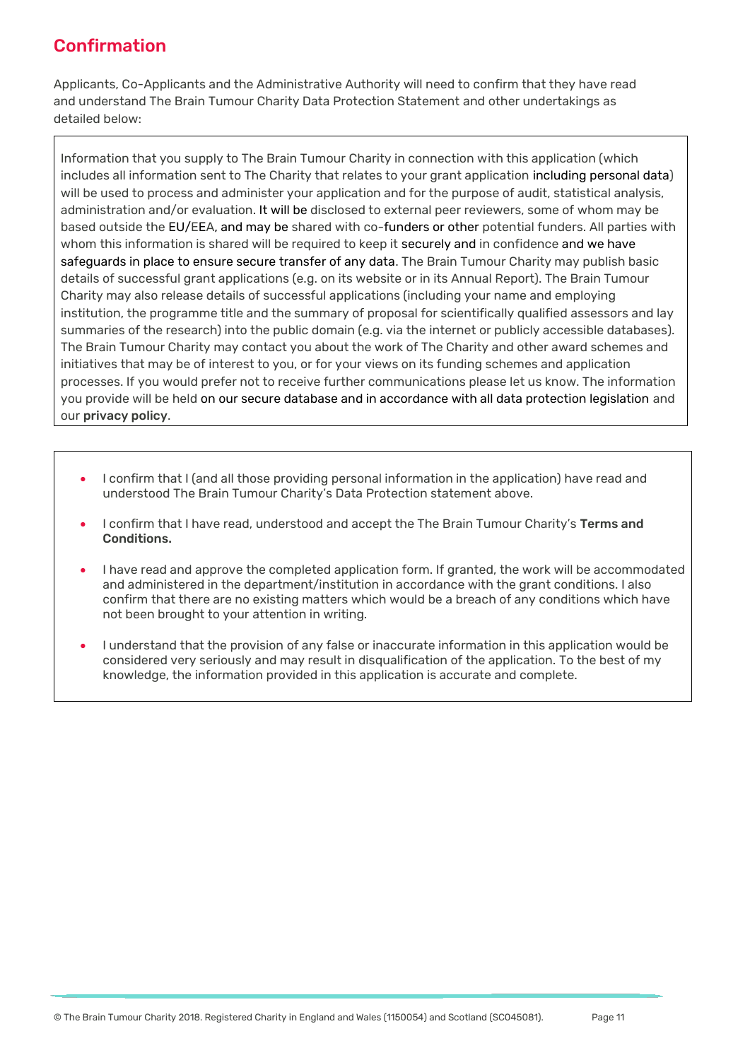## Confirmation

Applicants, Co-Applicants and the Administrative Authority will need to confirm that they have read and understand The Brain Tumour Charity Data Protection Statement and other undertakings as detailed below:

Information that you supply to The Brain Tumour Charity in connection with this application (which includes all information sent to The Charity that relates to your grant application including personal data) will be used to process and administer your application and for the purpose of audit, statistical analysis, administration and/or evaluation. It will be disclosed to external peer reviewers, some of whom may be based outside the EU/EEA, and may be shared with co-funders or other potential funders. All parties with whom this information is shared will be required to keep it securely and in confidence and we have safeguards in place to ensure secure transfer of any data. The Brain Tumour Charity may publish basic details of successful grant applications (e.g. on its website or in its Annual Report). The Brain Tumour Charity may also release details of successful applications (including your name and employing institution, the programme title and the summary of proposal for scientifically qualified assessors and lay summaries of the research) into the public domain (e.g. via the internet or publicly accessible databases). The Brain Tumour Charity may contact you about the work of The Charity and other award schemes and initiatives that may be of interest to you, or for your views on its funding schemes and application processes. If you would prefer not to receive further communications please let us know. The information you provide will be held on our secure database and in accordance with all data protection legislation and our **privacy policy**.

- I confirm that I (and all those providing personal information in the application) have read and understood The Brain Tumour Charity's Data Protection statement above.
- I confirm that I have read, understood and accept the The Brain Tumour Charity's **Terms and Conditions.**
- I have read and approve the completed application form. If granted, the work will be accommodated and administered in the department/institution in accordance with the grant conditions. I also confirm that there are no existing matters which would be a breach of any conditions which have not been brought to your attention in writing.
- I understand that the provision of any false or inaccurate information in this application would be considered very seriously and may result in disqualification of the application. To the best of my knowledge, the information provided in this application is accurate and complete.